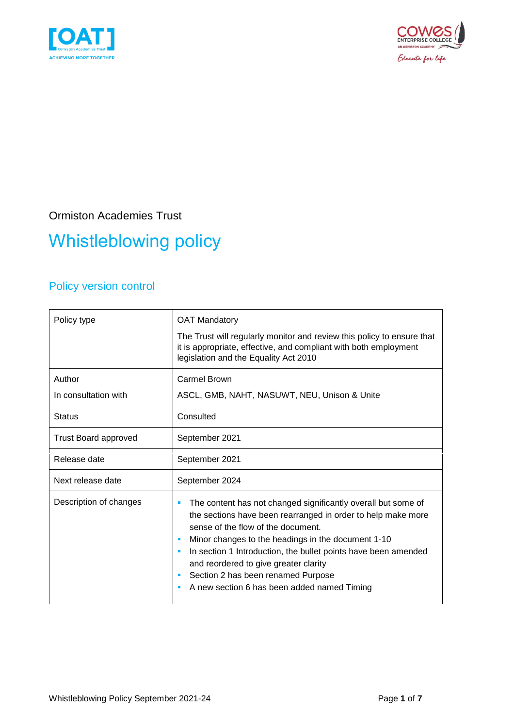Ormiston Academies Trust

# Whistleblowing policy

## Policy version control

| Policy type | OAT Mandatory<br><br>The Trust will regularly monitor and review this policy to ensure that it is appropriate, effective, and compliant with both employment legislation and the Equality Act 2010 |
|---|---|
| Author<br><br>In consultation with | Carmel Brown<br><br>ASCL, GMB, NAHT, NASUWT, NEU, Unison & Unite |
| Status | Consulted |
| Trust Board approved | September 2021 |
| Release date | September 2021 |
| Next release date | September 2024 |
| Description of changes | ▪ The content has not changed significantly overall but some of the sections have been rearranged in order to help make more sense of the flow of the document.<br>▪ Minor changes to the headings in the document 1-10<br>▪ In section 1 Introduction, the bullet points have been amended and reordered to give greater clarity<br>▪ Section 2 has been renamed Purpose<br>▪ A new section 6 has been added named Timing |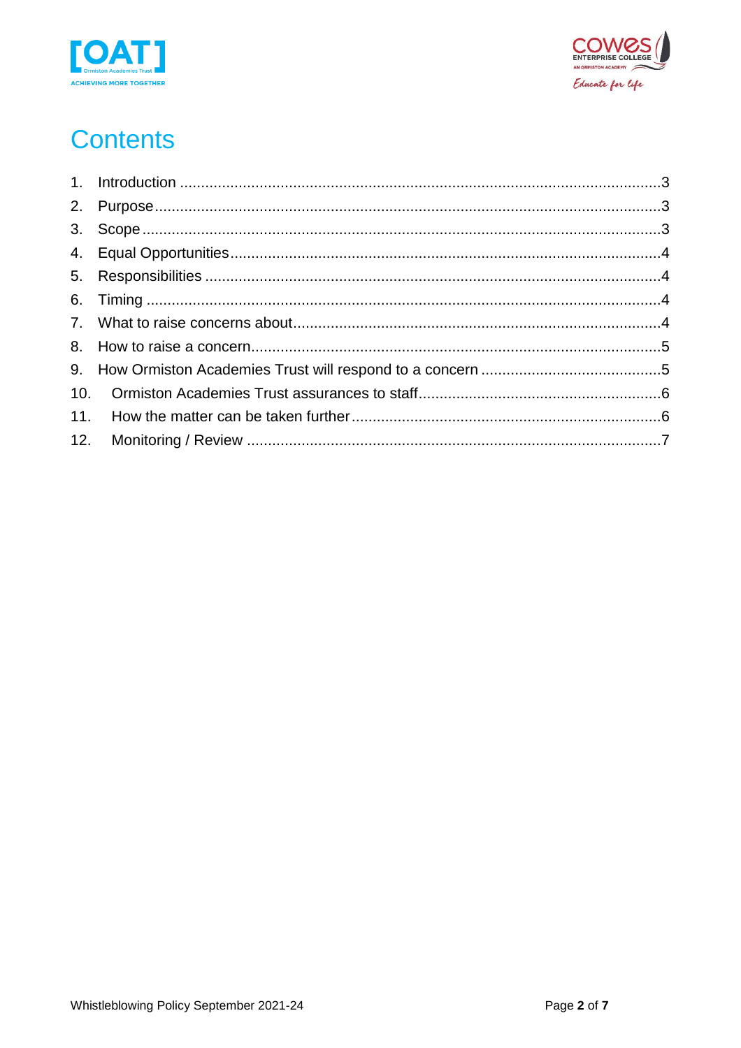# Contents

1. Introduction ....................................................................................................................3
2. Purpose.............................................................................................................................3
3. Scope ................................................................................................................................3
4. Equal Opportunities..........................................................................................................4
5. Responsibilities ................................................................................................................4
6. Timing ..............................................................................................................................4
7. What to raise concerns about............................................................................................4
8. How to raise a concern......................................................................................................5
9. How Ormiston Academies Trust will respond to a concern ...............................................5
10. Ormiston Academies Trust assurances to staff...................................................................6
11. How the matter can be taken further................................................................................6
12. Monitoring / Review .........................................................................................................7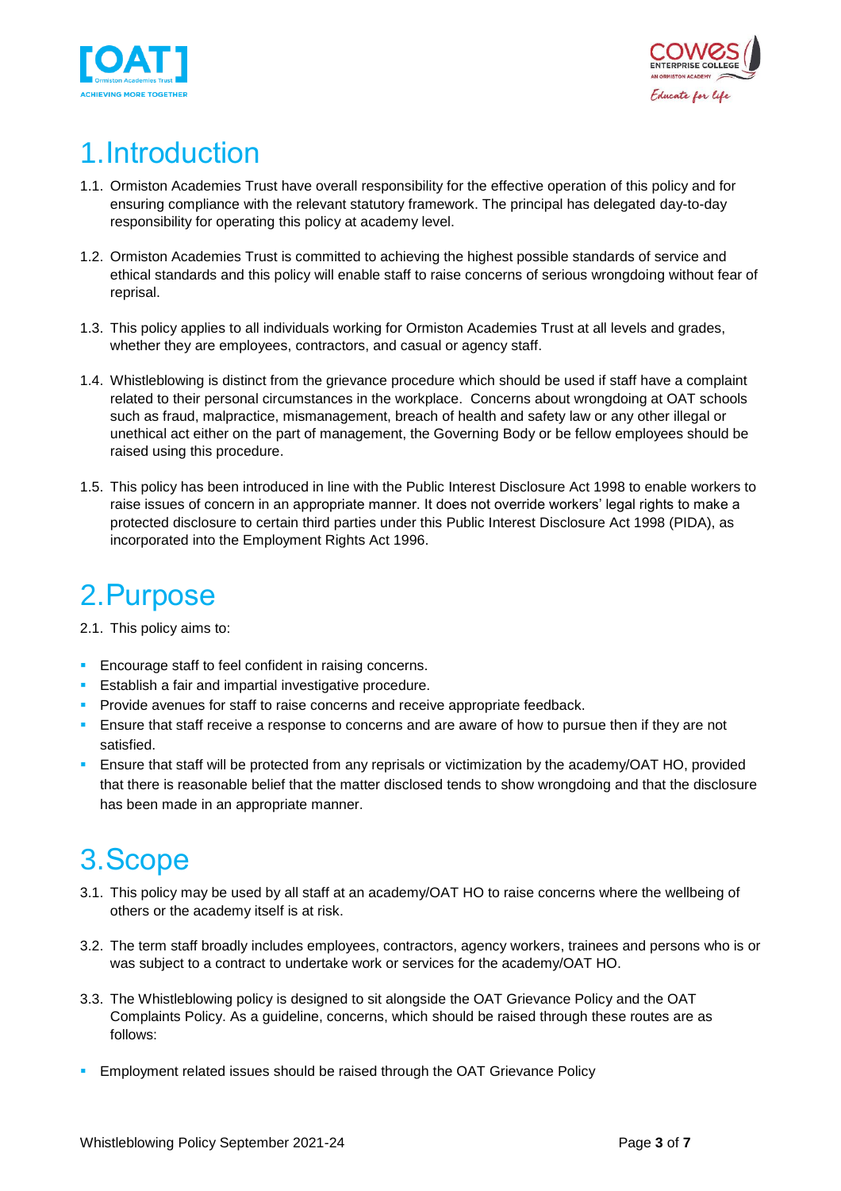# 1. Introduction

1.1. Ormiston Academies Trust have overall responsibility for the effective operation of this policy and for ensuring compliance with the relevant statutory framework. The principal has delegated day-to-day responsibility for operating this policy at academy level.

1.2. Ormiston Academies Trust is committed to achieving the highest possible standards of service and ethical standards and this policy will enable staff to raise concerns of serious wrongdoing without fear of reprisal.

1.3. This policy applies to all individuals working for Ormiston Academies Trust at all levels and grades, whether they are employees, contractors, and casual or agency staff.

1.4. Whistleblowing is distinct from the grievance procedure which should be used if staff have a complaint related to their personal circumstances in the workplace. Concerns about wrongdoing at OAT schools such as fraud, malpractice, mismanagement, breach of health and safety law or any other illegal or unethical act either on the part of management, the Governing Body or be fellow employees should be raised using this procedure.

1.5. This policy has been introduced in line with the Public Interest Disclosure Act 1998 to enable workers to raise issues of concern in an appropriate manner. It does not override workers' legal rights to make a protected disclosure to certain third parties under this Public Interest Disclosure Act 1998 (PIDA), as incorporated into the Employment Rights Act 1996.

# 2. Purpose

2.1. This policy aims to:

- Encourage staff to feel confident in raising concerns.
- Establish a fair and impartial investigative procedure.
- Provide avenues for staff to raise concerns and receive appropriate feedback.
- Ensure that staff receive a response to concerns and are aware of how to pursue then if they are not satisfied.
- Ensure that staff will be protected from any reprisals or victimization by the academy/OAT HO, provided that there is reasonable belief that the matter disclosed tends to show wrongdoing and that the disclosure has been made in an appropriate manner.

# 3. Scope

3.1. This policy may be used by all staff at an academy/OAT HO to raise concerns where the wellbeing of others or the academy itself is at risk.

3.2. The term staff broadly includes employees, contractors, agency workers, trainees and persons who is or was subject to a contract to undertake work or services for the academy/OAT HO.

3.3. The Whistleblowing policy is designed to sit alongside the OAT Grievance Policy and the OAT Complaints Policy. As a guideline, concerns, which should be raised through these routes are as follows:

- Employment related issues should be raised through the OAT Grievance Policy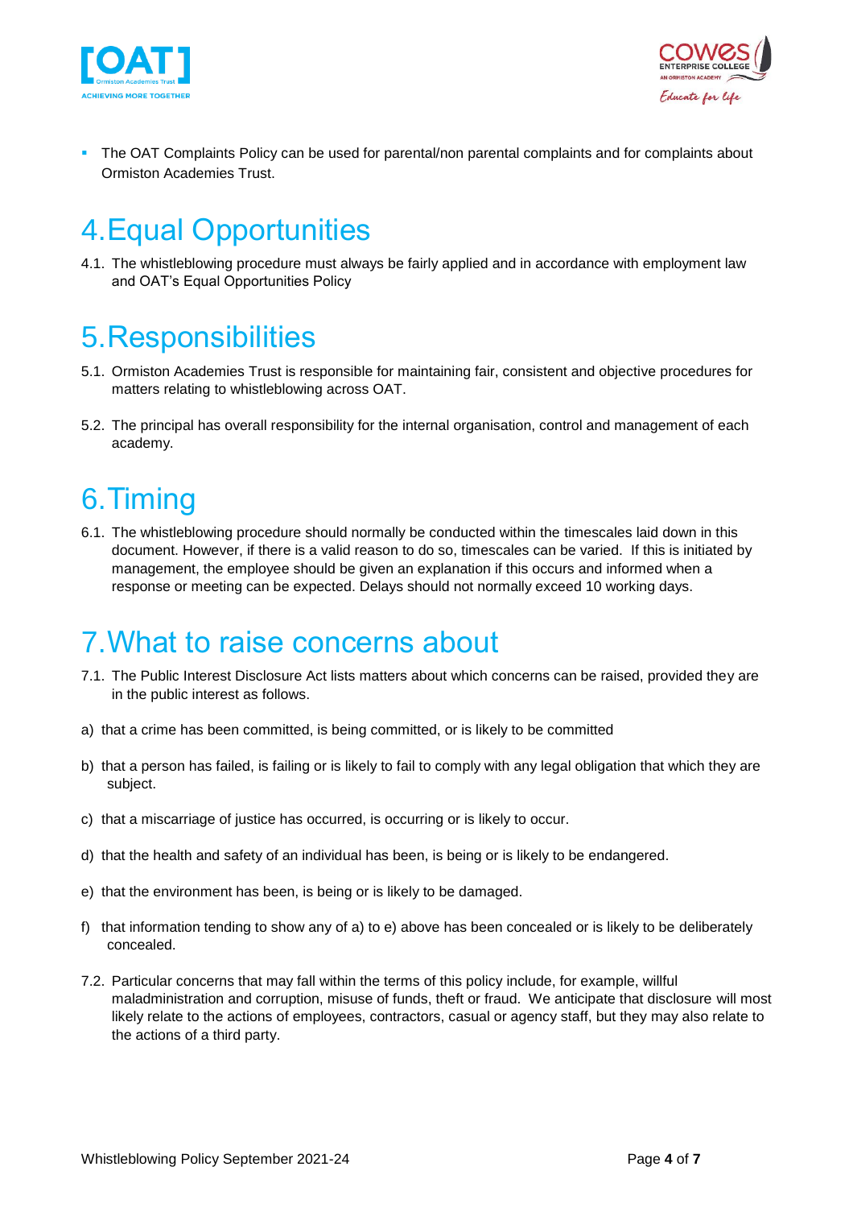- The OAT Complaints Policy can be used for parental/non parental complaints and for complaints about Ormiston Academies Trust.

# 4. Equal Opportunities

4.1. The whistleblowing procedure must always be fairly applied and in accordance with employment law and OAT's Equal Opportunities Policy

# 5. Responsibilities

5.1. Ormiston Academies Trust is responsible for maintaining fair, consistent and objective procedures for matters relating to whistleblowing across OAT.

5.2. The principal has overall responsibility for the internal organisation, control and management of each academy.

# 6. Timing

6.1. The whistleblowing procedure should normally be conducted within the timescales laid down in this document. However, if there is a valid reason to do so, timescales can be varied. If this is initiated by management, the employee should be given an explanation if this occurs and informed when a response or meeting can be expected. Delays should not normally exceed 10 working days.

# 7. What to raise concerns about

7.1. The Public Interest Disclosure Act lists matters about which concerns can be raised, provided they are in the public interest as follows.

a) that a crime has been committed, is being committed, or is likely to be committed

b) that a person has failed, is failing or is likely to fail to comply with any legal obligation that which they are subject.

c) that a miscarriage of justice has occurred, is occurring or is likely to occur.

d) that the health and safety of an individual has been, is being or is likely to be endangered.

e) that the environment has been, is being or is likely to be damaged.

f) that information tending to show any of a) to e) above has been concealed or is likely to be deliberately concealed.

7.2. Particular concerns that may fall within the terms of this policy include, for example, willful maladministration and corruption, misuse of funds, theft or fraud. We anticipate that disclosure will most likely relate to the actions of employees, contractors, casual or agency staff, but they may also relate to the actions of a third party.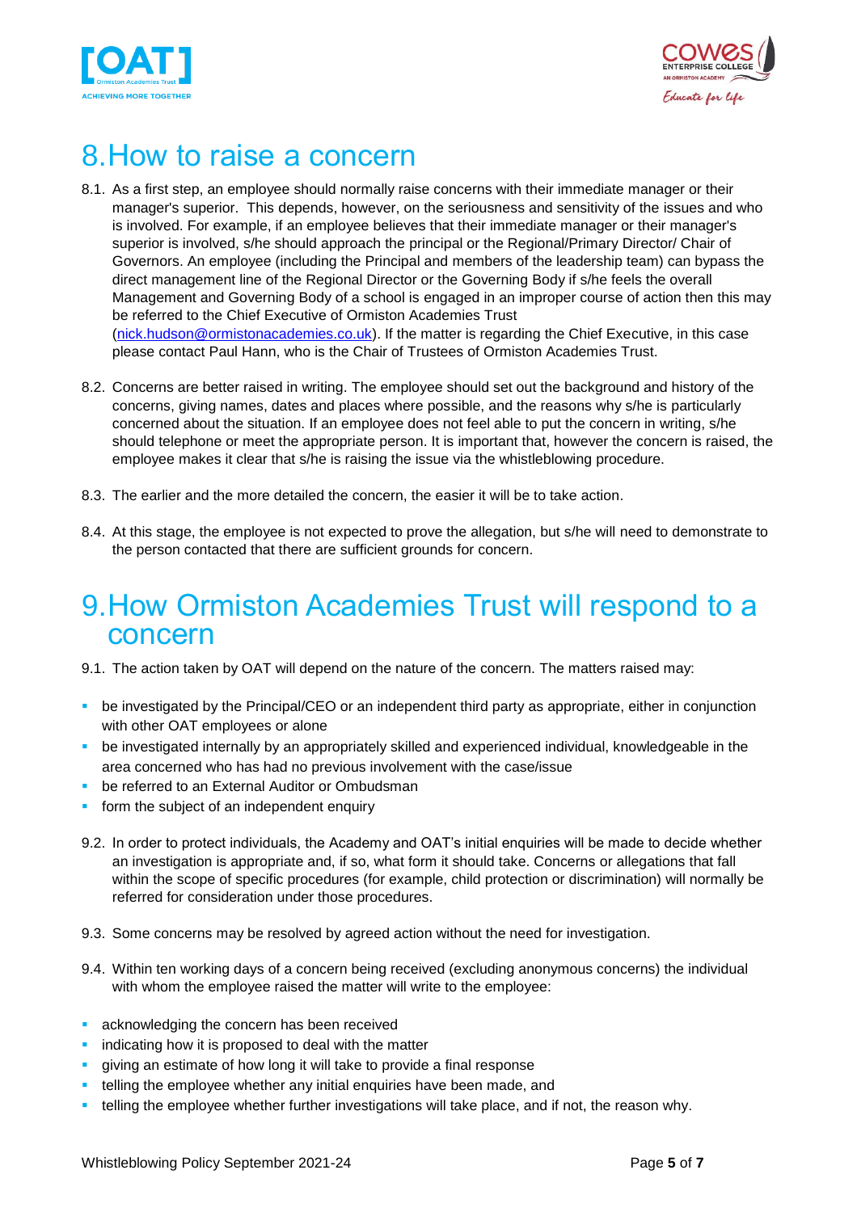# 8. How to raise a concern

8.1. As a first step, an employee should normally raise concerns with their immediate manager or their manager's superior. This depends, however, on the seriousness and sensitivity of the issues and who is involved. For example, if an employee believes that their immediate manager or their manager's superior is involved, s/he should approach the principal or the Regional/Primary Director/ Chair of Governors. An employee (including the Principal and members of the leadership team) can bypass the direct management line of the Regional Director or the Governing Body if s/he feels the overall Management and Governing Body of a school is engaged in an improper course of action then this may be referred to the Chief Executive of Ormiston Academies Trust (nick.hudson@ormistonacademies.co.uk). If the matter is regarding the Chief Executive, in this case please contact Paul Hann, who is the Chair of Trustees of Ormiston Academies Trust.

8.2. Concerns are better raised in writing. The employee should set out the background and history of the concerns, giving names, dates and places where possible, and the reasons why s/he is particularly concerned about the situation. If an employee does not feel able to put the concern in writing, s/he should telephone or meet the appropriate person. It is important that, however the concern is raised, the employee makes it clear that s/he is raising the issue via the whistleblowing procedure.

8.3. The earlier and the more detailed the concern, the easier it will be to take action.

8.4. At this stage, the employee is not expected to prove the allegation, but s/he will need to demonstrate to the person contacted that there are sufficient grounds for concern.

# 9. How Ormiston Academies Trust will respond to a concern

9.1. The action taken by OAT will depend on the nature of the concern. The matters raised may:

- be investigated by the Principal/CEO or an independent third party as appropriate, either in conjunction with other OAT employees or alone
- be investigated internally by an appropriately skilled and experienced individual, knowledgeable in the area concerned who has had no previous involvement with the case/issue
- be referred to an External Auditor or Ombudsman
- form the subject of an independent enquiry

9.2. In order to protect individuals, the Academy and OAT's initial enquiries will be made to decide whether an investigation is appropriate and, if so, what form it should take. Concerns or allegations that fall within the scope of specific procedures (for example, child protection or discrimination) will normally be referred for consideration under those procedures.

9.3. Some concerns may be resolved by agreed action without the need for investigation.

9.4. Within ten working days of a concern being received (excluding anonymous concerns) the individual with whom the employee raised the matter will write to the employee:

- acknowledging the concern has been received
- indicating how it is proposed to deal with the matter
- giving an estimate of how long it will take to provide a final response
- telling the employee whether any initial enquiries have been made, and
- telling the employee whether further investigations will take place, and if not, the reason why.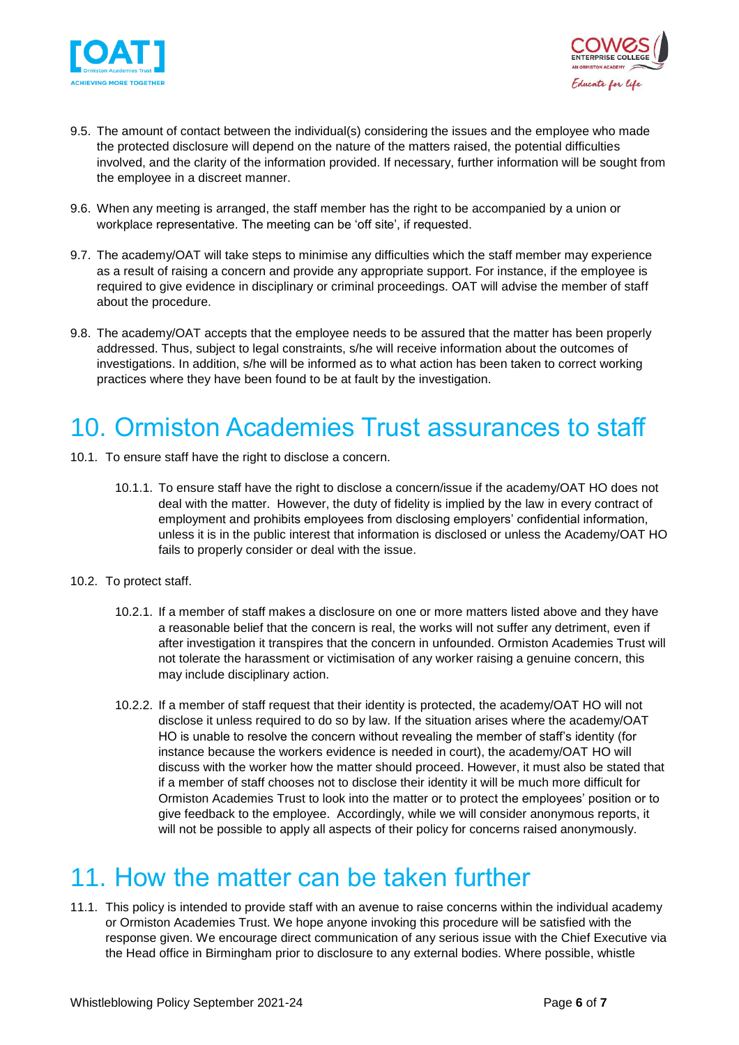9.5. The amount of contact between the individual(s) considering the issues and the employee who made the protected disclosure will depend on the nature of the matters raised, the potential difficulties involved, and the clarity of the information provided. If necessary, further information will be sought from the employee in a discreet manner.

9.6. When any meeting is arranged, the staff member has the right to be accompanied by a union or workplace representative. The meeting can be 'off site', if requested.

9.7. The academy/OAT will take steps to minimise any difficulties which the staff member may experience as a result of raising a concern and provide any appropriate support. For instance, if the employee is required to give evidence in disciplinary or criminal proceedings. OAT will advise the member of staff about the procedure.

9.8. The academy/OAT accepts that the employee needs to be assured that the matter has been properly addressed. Thus, subject to legal constraints, s/he will receive information about the outcomes of investigations. In addition, s/he will be informed as to what action has been taken to correct working practices where they have been found to be at fault by the investigation.

# 10. Ormiston Academies Trust assurances to staff

10.1. To ensure staff have the right to disclose a concern.

10.1.1. To ensure staff have the right to disclose a concern/issue if the academy/OAT HO does not deal with the matter. However, the duty of fidelity is implied by the law in every contract of employment and prohibits employees from disclosing employers' confidential information, unless it is in the public interest that information is disclosed or unless the Academy/OAT HO fails to properly consider or deal with the issue.

10.2. To protect staff.

10.2.1. If a member of staff makes a disclosure on one or more matters listed above and they have a reasonable belief that the concern is real, the works will not suffer any detriment, even if after investigation it transpires that the concern in unfounded. Ormiston Academies Trust will not tolerate the harassment or victimisation of any worker raising a genuine concern, this may include disciplinary action.

10.2.2. If a member of staff request that their identity is protected, the academy/OAT HO will not disclose it unless required to do so by law. If the situation arises where the academy/OAT HO is unable to resolve the concern without revealing the member of staff's identity (for instance because the workers evidence is needed in court), the academy/OAT HO will discuss with the worker how the matter should proceed. However, it must also be stated that if a member of staff chooses not to disclose their identity it will be much more difficult for Ormiston Academies Trust to look into the matter or to protect the employees' position or to give feedback to the employee. Accordingly, while we will consider anonymous reports, it will not be possible to apply all aspects of their policy for concerns raised anonymously.

# 11. How the matter can be taken further

11.1. This policy is intended to provide staff with an avenue to raise concerns within the individual academy or Ormiston Academies Trust. We hope anyone invoking this procedure will be satisfied with the response given. We encourage direct communication of any serious issue with the Chief Executive via the Head office in Birmingham prior to disclosure to any external bodies. Where possible, whistle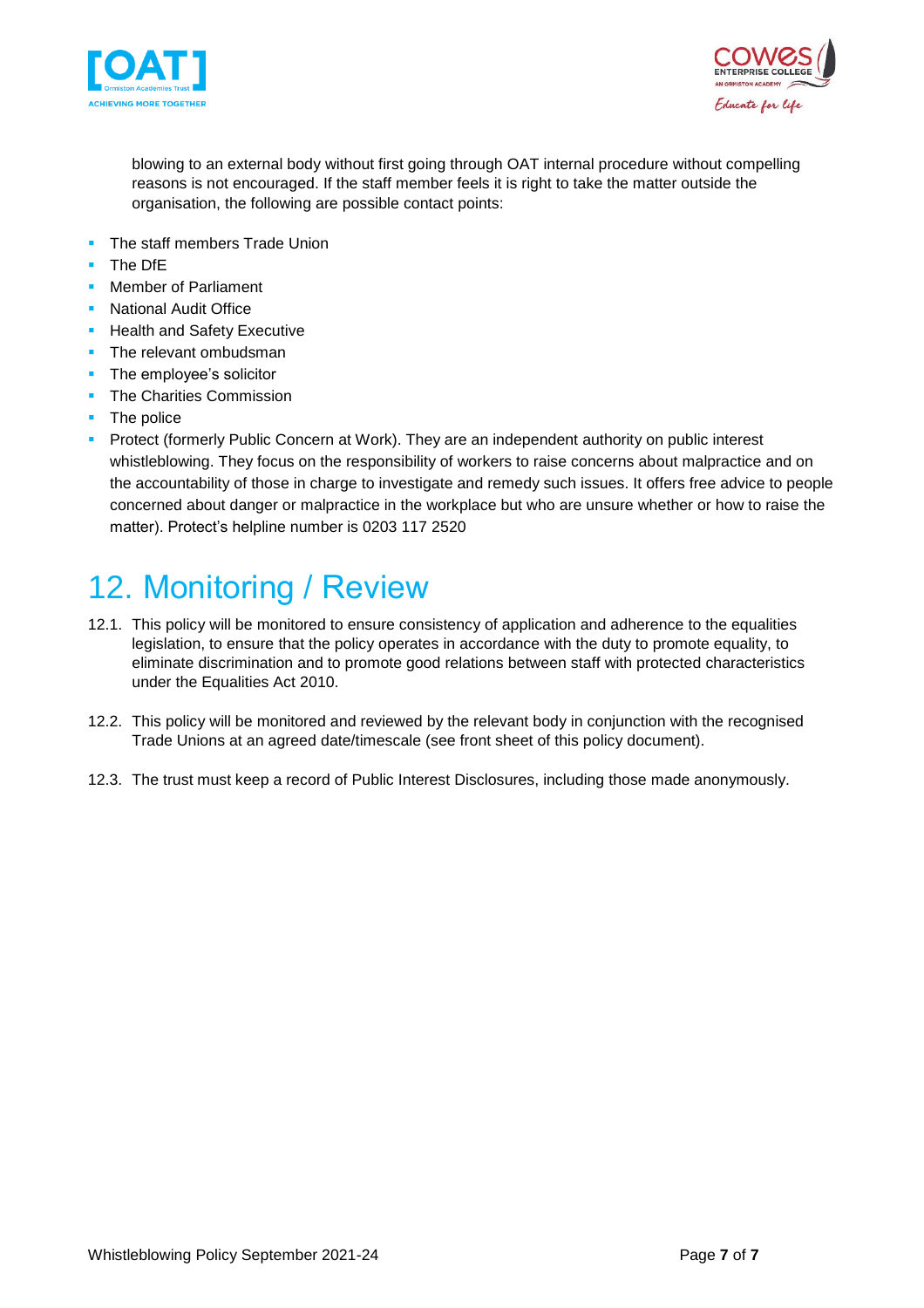blowing to an external body without first going through OAT internal procedure without compelling reasons is not encouraged. If the staff member feels it is right to take the matter outside the organisation, the following are possible contact points:

- The staff members Trade Union
- The DfE
- Member of Parliament
- National Audit Office
- Health and Safety Executive
- The relevant ombudsman
- The employee's solicitor
- The Charities Commission
- The police
- Protect (formerly Public Concern at Work). They are an independent authority on public interest whistleblowing. They focus on the responsibility of workers to raise concerns about malpractice and on the accountability of those in charge to investigate and remedy such issues. It offers free advice to people concerned about danger or malpractice in the workplace but who are unsure whether or how to raise the matter). Protect's helpline number is 0203 117 2520

# 12. Monitoring / Review

12.1. This policy will be monitored to ensure consistency of application and adherence to the equalities legislation, to ensure that the policy operates in accordance with the duty to promote equality, to eliminate discrimination and to promote good relations between staff with protected characteristics under the Equalities Act 2010.

12.2. This policy will be monitored and reviewed by the relevant body in conjunction with the recognised Trade Unions at an agreed date/timescale (see front sheet of this policy document).

12.3. The trust must keep a record of Public Interest Disclosures, including those made anonymously.